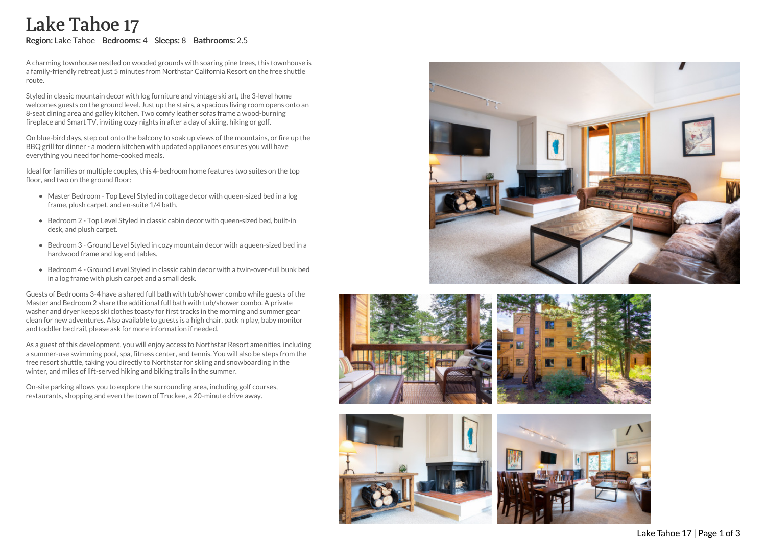# Lake Tahoe 17

**Region:** Lake Tahoe **Bedrooms:** 4 **Sleeps:** 8 **Bathrooms:** 2.5

A charming townhouse nestled on wooded grounds with soaring pine trees, this townhouse is a family-friendly retreat just 5 minutes from Northstar California Resort on the free shuttle route.

Styled in classic mountain decor with log furniture and vintage ski art, the 3-level home welcomes guests on the ground level. Just up the stairs, a spacious living room opens onto an 8-seat dining area and galley kitchen. Two comfy leather sofas frame a wood-burning fireplace and Smart TV, inviting cozy nights in after a day of skiing, hiking or golf.

On blue-bird days, step out onto the balcony to soak up views of the mountains, or fire up the BBQ grill for dinner - a modern kitchen with updated appliances ensures you will have everything you need for home-cooked meals.

Ideal for families or multiple couples, this 4-bedroom home features two suites on the top floor, and two on the ground floor:

- Master Bedroom - Top Level Styled in cottage decor with queen-sized bed in a log frame, plush carpet, and en-suite 1/4 bath.
- Bedroom 2 - Top Level Styled in classic cabin decor with queen-sized bed, built-in desk, and plush carpet.
- Bedroom 3 - Ground Level Styled in cozy mountain decor with a queen-sized bed in a hardwood frame and log end tables.
- Bedroom 4 - Ground Level Styled in classic cabin decor with a twin-over-full bunk bed in a log frame with plush carpet and a small desk.

Guests of Bedrooms 3-4 have a shared full bath with tub/shower combo while guests of the Master and Bedroom 2 share the additional full bath with tub/shower combo. A private washer and dryer keeps ski clothes toasty for first tracks in the morning and summer gear clean for new adventures. Also available to guests is a high chair, pack n play, baby monitor and toddler bed rail, please ask for more information if needed.

As a guest of this development, you will enjoy access to Northstar Resort amenities, including a summer-use swimming pool, spa, fitness center, and tennis. You will also be steps from the free resort shuttle, taking you directly to Northstar for skiing and snowboarding in the winter, and miles of lift-served hiking and biking trails in the summer.

On-site parking allows you to explore the surrounding area, including golf courses, restaurants, shopping and even the town of Truckee, a 20-minute drive away.